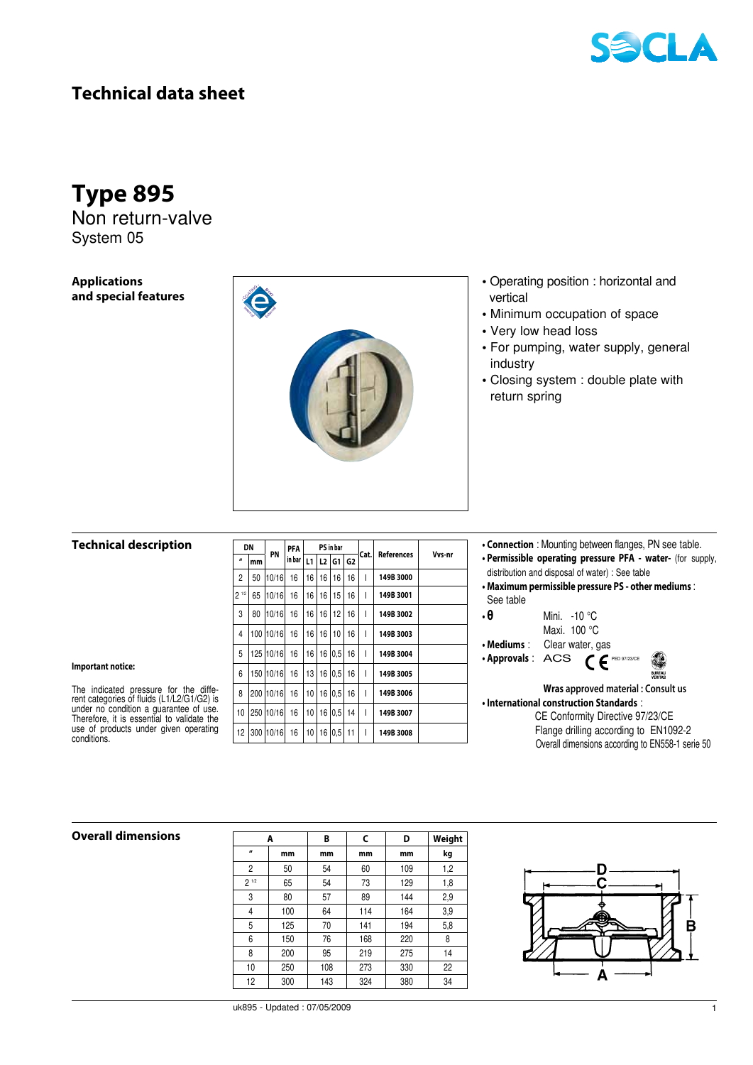# Technical data sheet

# Type 895

Non return-valve

System 05

### Applications and special features

- Operating position : horizontal and vertical
- Minimum occupation of space
- Very low head loss
- For pumping, water supply, general industry
- Closing system : double plate with return spring

### Technical description

| DN | | PN | PFA | PS in bar | | | | Cat. | References | Vvs-nr |
|---|---|---|---|---|---|---|---|---|---|---|
| " | mm | | in bar | L1 | L2 | G1 | G2 | | | |
| 2 | 50 | 10/16 | 16 | 16 | 16 | 16 | 16 | I | 149B 3000 | |
| 2 1/2 | 65 | 10/16 | 16 | 16 | 16 | 15 | 16 | I | 149B 3001 | |
| 3 | 80 | 10/16 | 16 | 16 | 16 | 12 | 16 | I | 149B 3002 | |
| 4 | 100 | 10/16 | 16 | 16 | 16 | 10 | 16 | I | 149B 3003 | |
| 5 | 125 | 10/16 | 16 | 16 | 16 | 0,5 | 16 | I | 149B 3004 | |
| 6 | 150 | 10/16 | 16 | 13 | 16 | 0,5 | 16 | I | 149B 3005 | |
| 8 | 200 | 10/16 | 16 | 10 | 16 | 0,5 | 16 | I | 149B 3006 | |
| 10 | 250 | 10/16 | 16 | 10 | 16 | 0,5 | 14 | I | 149B 3007 | |
| 12 | 300 | 10/16 | 16 | 10 | 16 | 0,5 | 11 | I | 149B 3008 | |

**Important notice:**

The indicated pressure for the different categories of fluids (L1/L2/G1/G2) is under no condition a guarantee of use. Therefore, it is essential to validate the use of products under given operating conditions.

- **Connection** : Mounting between flanges, PN see table.
- **Permissible operating pressure PFA - water-** (for supply, distribution and disposal of water) : See table
- **Maximum permissible pressure PS - other mediums** : See table
- **θ** Mini. -10 °C  
  Maxi. 100 °C
- **Mediums** : Clear water, gas
- **Approvals** : ACS CE PED 97/23/CE BUREAU VERITAS

**Wras approved material : Consult us**

- **International construction Standards** :  
  CE Conformity Directive 97/23/CE  
  Flange drilling according to EN1092-2  
  Overall dimensions according to EN558-1 serie 50

### Overall dimensions

| A | | B | C | D | Weight |
|---|---|---|---|---|---|
| " | mm | mm | mm | mm | kg |
| 2 | 50 | 54 | 60 | 109 | 1,2 |
| 2 1/2 | 65 | 54 | 73 | 129 | 1,8 |
| 3 | 80 | 57 | 89 | 144 | 2,9 |
| 4 | 100 | 64 | 114 | 164 | 3,9 |
| 5 | 125 | 70 | 141 | 194 | 5,8 |
| 6 | 150 | 76 | 168 | 220 | 8 |
| 8 | 200 | 95 | 219 | 275 | 14 |
| 10 | 250 | 108 | 273 | 330 | 22 |
| 12 | 300 | 143 | 324 | 380 | 34 |

uk895 - Updated : 07/05/2009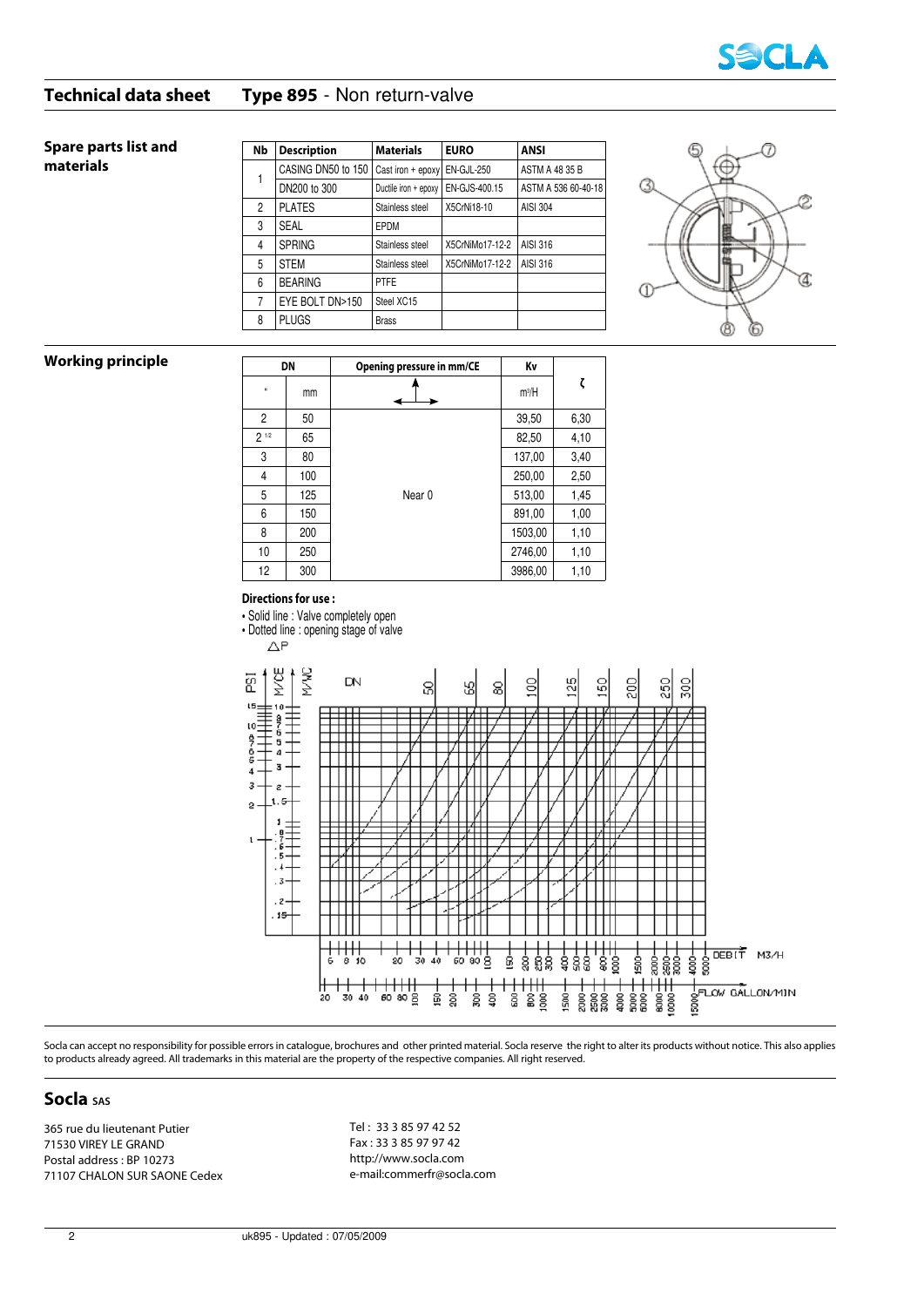## Technical data sheet — Type 895 - Non return-valve

### Spare parts list and materials

| Nb | Description | Materials | EURO | ANSI |
|---|---|---|---|---|
| 1 | CASING DN50 to 150 | Cast iron + epoxy | EN-GJL-250 | ASTM A 48 35 B |
| | DN200 to 300 | Ductile iron + epoxy | EN-GJS-400.15 | ASTM A 536 60-40-18 |
| 2 | PLATES | Stainless steel | X5CrNi18-10 | AISI 304 |
| 3 | SEAL | EPDM | | |
| 4 | SPRING | Stainless steel | X5CrNiMo17-12-2 | AISI 316 |
| 5 | STEM | Stainless steel | X5CrNiMo17-12-2 | AISI 316 |
| 6 | BEARING | PTFE | | |
| 7 | EYE BOLT DN>150 | Steel XC15 | | |
| 8 | PLUGS | Brass | | |

### Working principle

| DN | | Opening pressure in mm/CE | Kv | ζ |
|---|---|---|---|---|
| " | mm | | m³/H | |
| 2 | 50 | Near 0 | 39,50 | 6,30 |
| 2 1/2 | 65 | | 82,50 | 4,10 |
| 3 | 80 | | 137,00 | 3,40 |
| 4 | 100 | | 250,00 | 2,50 |
| 5 | 125 | | 513,00 | 1,45 |
| 6 | 150 | | 891,00 | 1,00 |
| 8 | 200 | | 1503,00 | 1,10 |
| 10 | 250 | | 2746,00 | 1,10 |
| 12 | 300 | | 3986,00 | 1,10 |

**Directions for use :**

- Solid line : Valve completely open
- Dotted line : opening stage of valve

ΔP

PSI M/CE M/WC DN 50 65 80 100 125 150 200 250 300

DEBIT M3/H

FLOW GALLON/MIN

Socla can accept no responsibility for possible errors in catalogue, brochures and other printed material. Socla reserve the right to alter its products without notice. This also applies to products already agreed. All trademarks in this material are the property of the respective companies. All right reserved.

## Socla SAS

365 rue du lieutenant Putier
71530 VIREY LE GRAND
Postal address : BP 10273
71107 CHALON SUR SAONE Cedex

Tel : 33 3 85 97 42 52
Fax : 33 3 85 97 97 42
http://www.socla.com
e-mail:commerfr@socla.com

uk895 - Updated : 07/05/2009